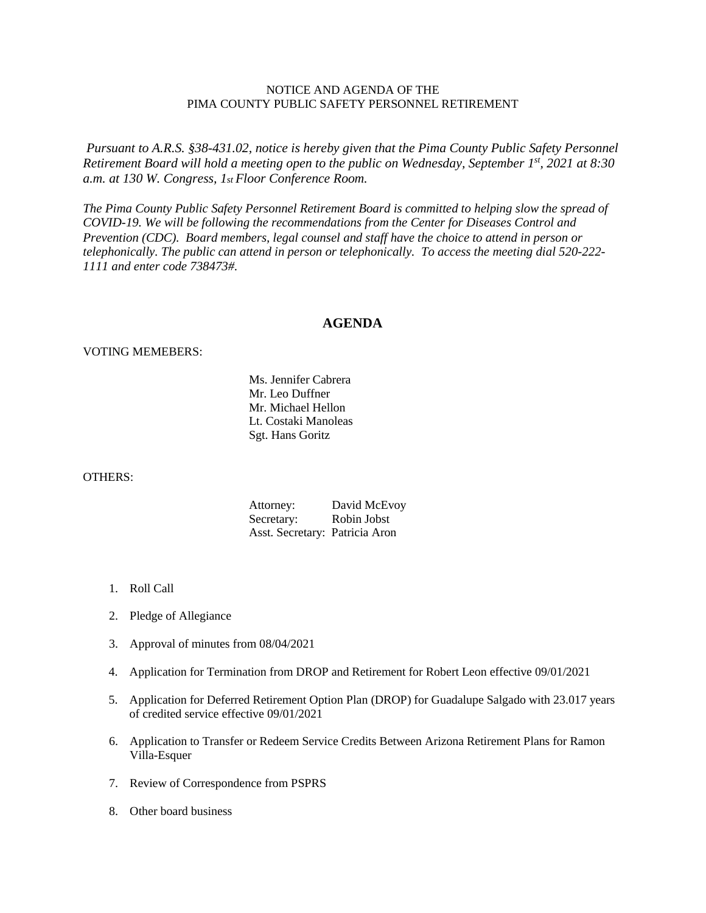NOTICE AND AGENDA OF THE
PIMA COUNTY PUBLIC SAFETY PERSONNEL RETIREMENT

*Pursuant to A.R.S. §38-431.02, notice is hereby given that the Pima County Public Safety Personnel Retirement Board will hold a meeting open to the public on Wednesday, September 1st, 2021 at 8:30 a.m. at 130 W. Congress, 1st Floor Conference Room.*

*The Pima County Public Safety Personnel Retirement Board is committed to helping slow the spread of COVID-19. We will be following the recommendations from the Center for Diseases Control and Prevention (CDC). Board members, legal counsel and staff have the choice to attend in person or telephonically. The public can attend in person or telephonically. To access the meeting dial 520-222-1111 and enter code 738473#.*

## AGENDA

VOTING MEMEBERS:

Ms. Jennifer Cabrera
Mr. Leo Duffner
Mr. Michael Hellon
Lt. Costaki Manoleas
Sgt. Hans Goritz

OTHERS:

Attorney: David McEvoy
Secretary: Robin Jobst
Asst. Secretary: Patricia Aron

1. Roll Call
2. Pledge of Allegiance
3. Approval of minutes from 08/04/2021
4. Application for Termination from DROP and Retirement for Robert Leon effective 09/01/2021
5. Application for Deferred Retirement Option Plan (DROP) for Guadalupe Salgado with 23.017 years of credited service effective 09/01/2021
6. Application to Transfer or Redeem Service Credits Between Arizona Retirement Plans for Ramon Villa-Esquer
7. Review of Correspondence from PSPRS
8. Other board business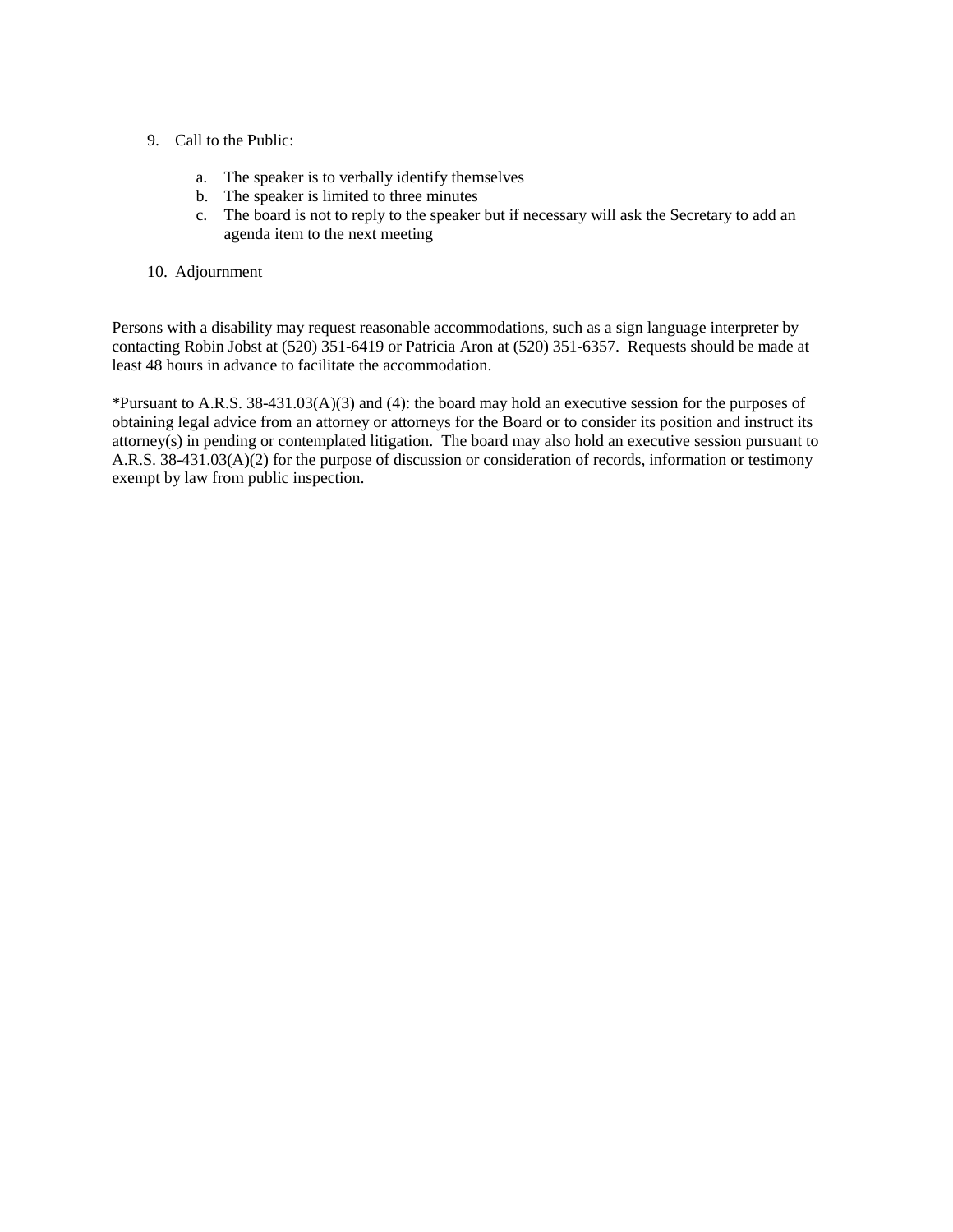9. Call to the Public:

    a. The speaker is to verbally identify themselves
    b. The speaker is limited to three minutes
    c. The board is not to reply to the speaker but if necessary will ask the Secretary to add an agenda item to the next meeting

10. Adjournment

Persons with a disability may request reasonable accommodations, such as a sign language interpreter by contacting Robin Jobst at (520) 351-6419 or Patricia Aron at (520) 351-6357. Requests should be made at least 48 hours in advance to facilitate the accommodation.

*Pursuant to A.R.S. 38-431.03(A)(3) and (4): the board may hold an executive session for the purposes of obtaining legal advice from an attorney or attorneys for the Board or to consider its position and instruct its attorney(s) in pending or contemplated litigation. The board may also hold an executive session pursuant to A.R.S. 38-431.03(A)(2) for the purpose of discussion or consideration of records, information or testimony exempt by law from public inspection.